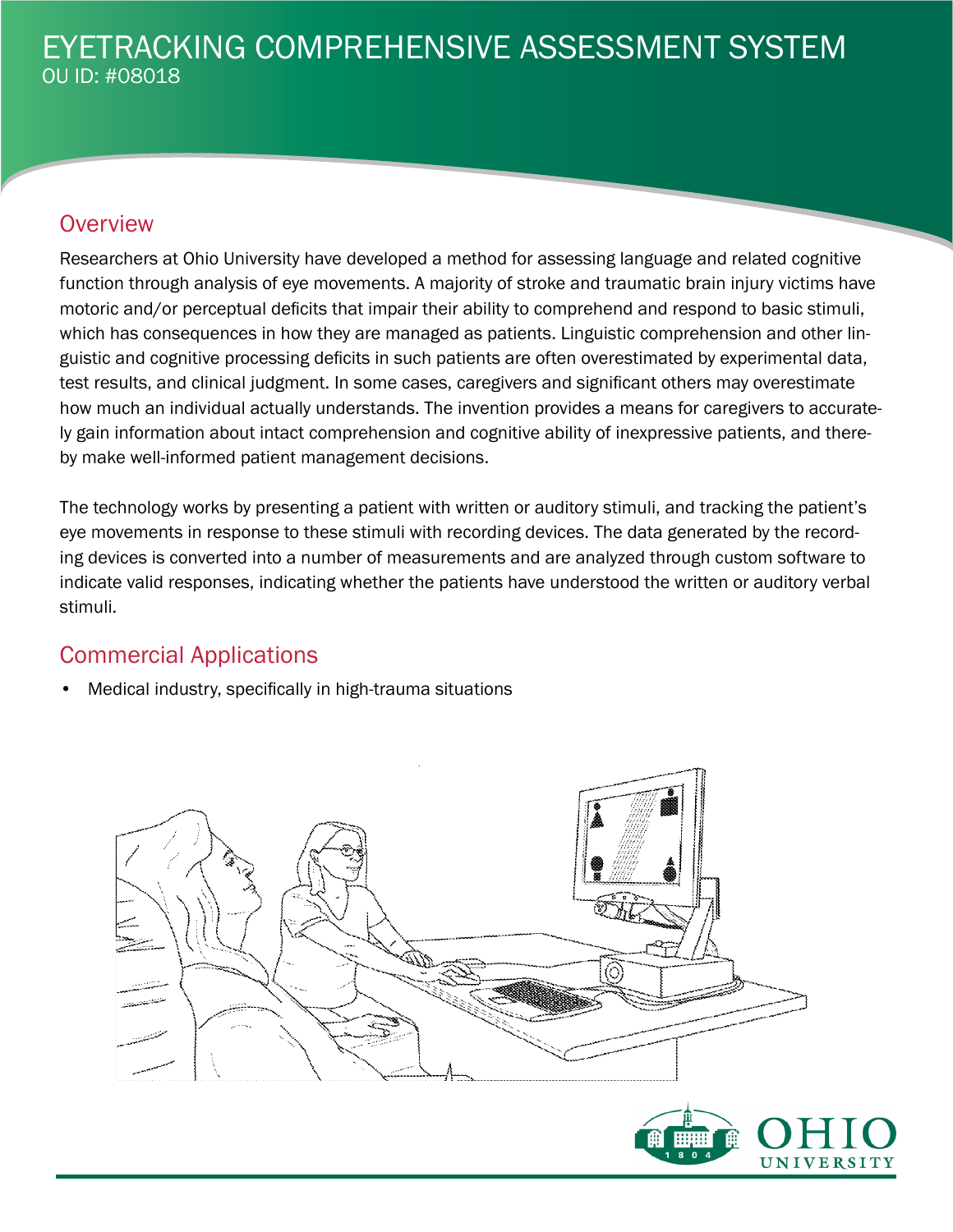# EYETRACKING COMPREHENSIVE ASSESSMENT SYSTEM

OU ID: #08018

## Overview

Researchers at Ohio University have developed a method for assessing language and related cognitive function through analysis of eye movements. A majority of stroke and traumatic brain injury victims have motoric and/or perceptual deficits that impair their ability to comprehend and respond to basic stimuli, which has consequences in how they are managed as patients. Linguistic comprehension and other linguistic and cognitive processing deficits in such patients are often overestimated by experimental data, test results, and clinical judgment. In some cases, caregivers and significant others may overestimate how much an individual actually understands. The invention provides a means for caregivers to accurately gain information about intact comprehension and cognitive ability of inexpressive patients, and thereby make well-informed patient management decisions.

The technology works by presenting a patient with written or auditory stimuli, and tracking the patient's eye movements in response to these stimuli with recording devices. The data generated by the recording devices is converted into a number of measurements and are analyzed through custom software to indicate valid responses, indicating whether the patients have understood the written or auditory verbal stimuli.

## Commercial Applications

- Medical industry, specifically in high-trauma situations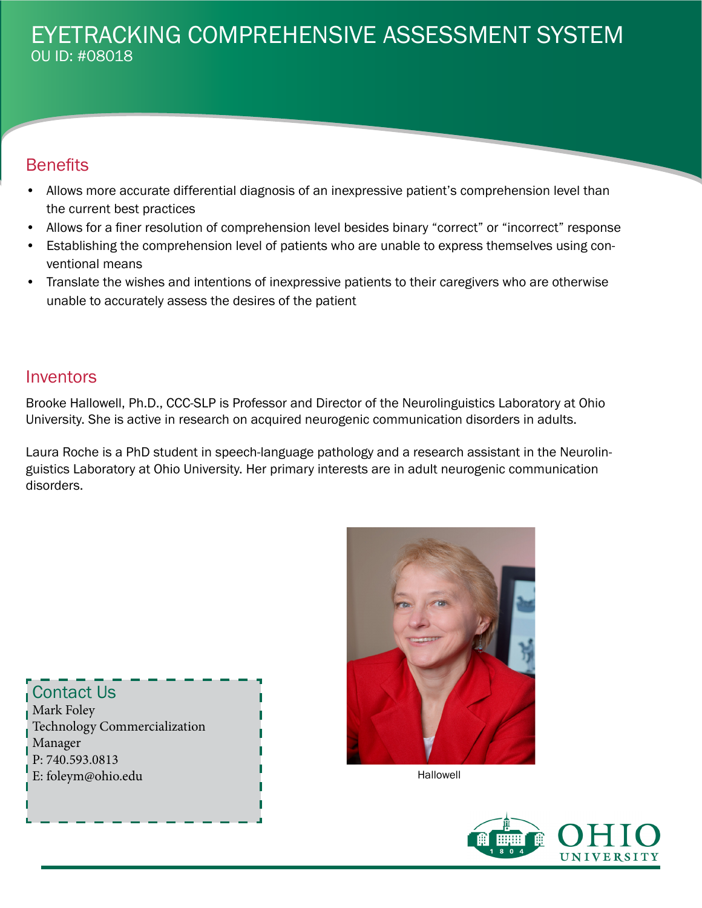# EYETRACKING COMPREHENSIVE ASSESSMENT SYSTEM

OU ID: #08018

## Benefits

- Allows more accurate differential diagnosis of an inexpressive patient's comprehension level than the current best practices
- Allows for a finer resolution of comprehension level besides binary "correct" or "incorrect" response
- Establishing the comprehension level of patients who are unable to express themselves using conventional means
- Translate the wishes and intentions of inexpressive patients to their caregivers who are otherwise unable to accurately assess the desires of the patient

## Inventors

Brooke Hallowell, Ph.D., CCC-SLP is Professor and Director of the Neurolinguistics Laboratory at Ohio University. She is active in research on acquired neurogenic communication disorders in adults.

Laura Roche is a PhD student in speech-language pathology and a research assistant in the Neurolinguistics Laboratory at Ohio University. Her primary interests are in adult neurogenic communication disorders.

Hallowell

## Contact Us

Mark Foley
Technology Commercialization Manager
P: 740.593.0813
E: foleym@ohio.edu

OHIO UNIVERSITY